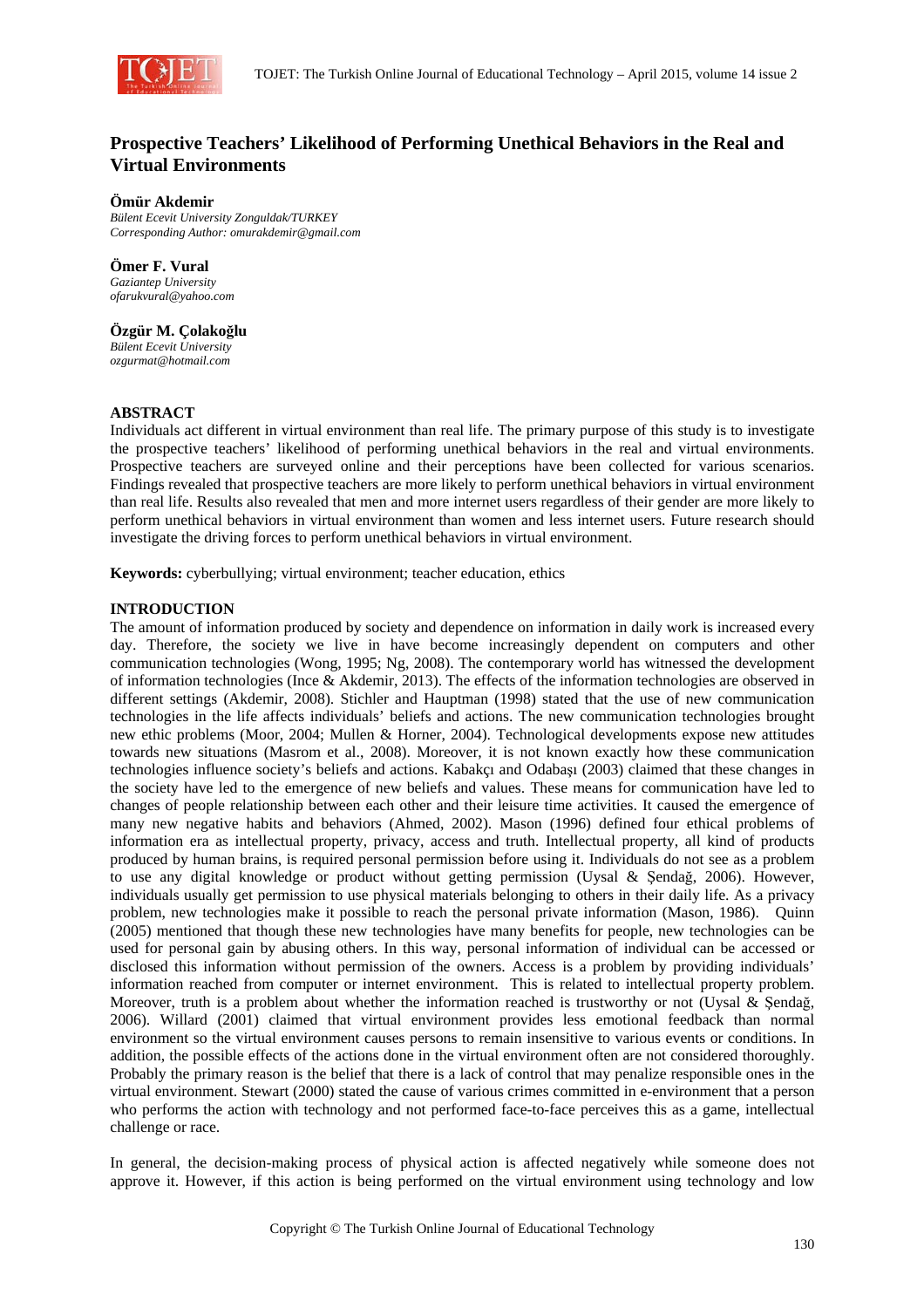# Prospective Teachers' Likelihood of Performing Unethical Behaviors in the Real and Virtual Environments

**Ömür Akdemir**
*Bülent Ecevit University Zonguldak/TURKEY*
*Corresponding Author: omurakdemir@gmail.com*

**Ömer F. Vural**
*Gaziantep University*
*ofarukvural@yahoo.com*

**Özgür M. Çolakoğlu**
*Bülent Ecevit University*
*ozgurmat@hotmail.com*

## ABSTRACT

Individuals act different in virtual environment than real life. The primary purpose of this study is to investigate the prospective teachers' likelihood of performing unethical behaviors in the real and virtual environments. Prospective teachers are surveyed online and their perceptions have been collected for various scenarios. Findings revealed that prospective teachers are more likely to perform unethical behaviors in virtual environment than real life. Results also revealed that men and more internet users regardless of their gender are more likely to perform unethical behaviors in virtual environment than women and less internet users. Future research should investigate the driving forces to perform unethical behaviors in virtual environment.

**Keywords:** cyberbullying; virtual environment; teacher education, ethics

## INTRODUCTION

The amount of information produced by society and dependence on information in daily work is increased every day. Therefore, the society we live in have become increasingly dependent on computers and other communication technologies (Wong, 1995; Ng, 2008). The contemporary world has witnessed the development of information technologies (Ince & Akdemir, 2013). The effects of the information technologies are observed in different settings (Akdemir, 2008). Stichler and Hauptman (1998) stated that the use of new communication technologies in the life affects individuals' beliefs and actions. The new communication technologies brought new ethic problems (Moor, 2004; Mullen & Horner, 2004). Technological developments expose new attitudes towards new situations (Masrom et al., 2008). Moreover, it is not known exactly how these communication technologies influence society's beliefs and actions. Kabakçı and Odabaşı (2003) claimed that these changes in the society have led to the emergence of new beliefs and values. These means for communication have led to changes of people relationship between each other and their leisure time activities. It caused the emergence of many new negative habits and behaviors (Ahmed, 2002). Mason (1996) defined four ethical problems of information era as intellectual property, privacy, access and truth. Intellectual property, all kind of products produced by human brains, is required personal permission before using it. Individuals do not see as a problem to use any digital knowledge or product without getting permission (Uysal & Şendağ, 2006). However, individuals usually get permission to use physical materials belonging to others in their daily life. As a privacy problem, new technologies make it possible to reach the personal private information (Mason, 1986). Quinn (2005) mentioned that though these new technologies have many benefits for people, new technologies can be used for personal gain by abusing others. In this way, personal information of individual can be accessed or disclosed this information without permission of the owners. Access is a problem by providing individuals' information reached from computer or internet environment. This is related to intellectual property problem. Moreover, truth is a problem about whether the information reached is trustworthy or not (Uysal & Şendağ, 2006). Willard (2001) claimed that virtual environment provides less emotional feedback than normal environment so the virtual environment causes persons to remain insensitive to various events or conditions. In addition, the possible effects of the actions done in the virtual environment often are not considered thoroughly. Probably the primary reason is the belief that there is a lack of control that may penalize responsible ones in the virtual environment. Stewart (2000) stated the cause of various crimes committed in e-environment that a person who performs the action with technology and not performed face-to-face perceives this as a game, intellectual challenge or race.

In general, the decision-making process of physical action is affected negatively while someone does not approve it. However, if this action is being performed on the virtual environment using technology and low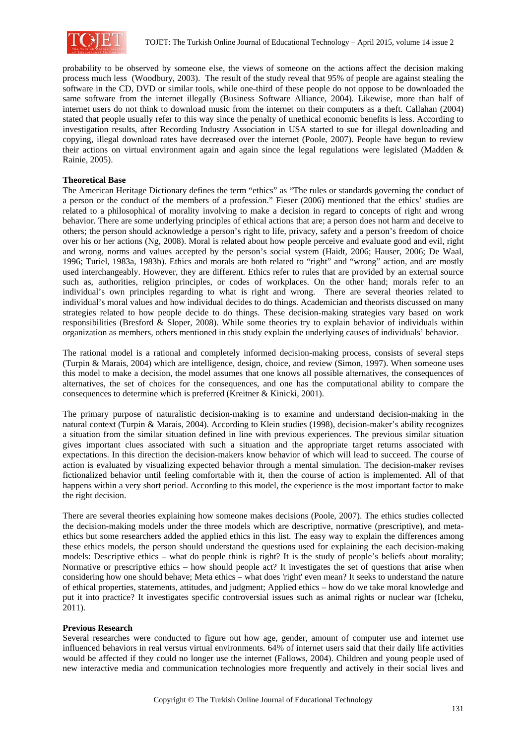probability to be observed by someone else, the views of someone on the actions affect the decision making process much less (Woodbury, 2003). The result of the study reveal that 95% of people are against stealing the software in the CD, DVD or similar tools, while one-third of these people do not oppose to be downloaded the same software from the internet illegally (Business Software Alliance, 2004). Likewise, more than half of internet users do not think to download music from the internet on their computers as a theft. Callahan (2004) stated that people usually refer to this way since the penalty of unethical economic benefits is less. According to investigation results, after Recording Industry Association in USA started to sue for illegal downloading and copying, illegal download rates have decreased over the internet (Poole, 2007). People have begun to review their actions on virtual environment again and again since the legal regulations were legislated (Madden & Rainie, 2005).

**Theoretical Base**

The American Heritage Dictionary defines the term "ethics" as "The rules or standards governing the conduct of a person or the conduct of the members of a profession." Fieser (2006) mentioned that the ethics' studies are related to a philosophical of morality involving to make a decision in regard to concepts of right and wrong behavior. There are some underlying principles of ethical actions that are; a person does not harm and deceive to others; the person should acknowledge a person's right to life, privacy, safety and a person's freedom of choice over his or her actions (Ng, 2008). Moral is related about how people perceive and evaluate good and evil, right and wrong, norms and values accepted by the person's social system (Haidt, 2006; Hauser, 2006; De Waal, 1996; Turiel, 1983a, 1983b). Ethics and morals are both related to "right" and "wrong" action, and are mostly used interchangeably. However, they are different. Ethics refer to rules that are provided by an external source such as, authorities, religion principles, or codes of workplaces. On the other hand; morals refer to an individual's own principles regarding to what is right and wrong. There are several theories related to individual's moral values and how individual decides to do things. Academician and theorists discussed on many strategies related to how people decide to do things. These decision-making strategies vary based on work responsibilities (Bresford & Sloper, 2008). While some theories try to explain behavior of individuals within organization as members, others mentioned in this study explain the underlying causes of individuals' behavior.

The rational model is a rational and completely informed decision-making process, consists of several steps (Turpin & Marais, 2004) which are intelligence, design, choice, and review (Simon, 1997). When someone uses this model to make a decision, the model assumes that one knows all possible alternatives, the consequences of alternatives, the set of choices for the consequences, and one has the computational ability to compare the consequences to determine which is preferred (Kreitner & Kinicki, 2001).

The primary purpose of naturalistic decision-making is to examine and understand decision-making in the natural context (Turpin & Marais, 2004). According to Klein studies (1998), decision-maker's ability recognizes a situation from the similar situation defined in line with previous experiences. The previous similar situation gives important clues associated with such a situation and the appropriate target returns associated with expectations. In this direction the decision-makers know behavior of which will lead to succeed. The course of action is evaluated by visualizing expected behavior through a mental simulation. The decision-maker revises fictionalized behavior until feeling comfortable with it, then the course of action is implemented. All of that happens within a very short period. According to this model, the experience is the most important factor to make the right decision.

There are several theories explaining how someone makes decisions (Poole, 2007). The ethics studies collected the decision-making models under the three models which are descriptive, normative (prescriptive), and meta-ethics but some researchers added the applied ethics in this list. The easy way to explain the differences among these ethics models, the person should understand the questions used for explaining the each decision-making models: Descriptive ethics – what do people think is right? It is the study of people's beliefs about morality; Normative or prescriptive ethics – how should people act? It investigates the set of questions that arise when considering how one should behave; Meta ethics – what does 'right' even mean? It seeks to understand the nature of ethical properties, statements, attitudes, and judgment; Applied ethics – how do we take moral knowledge and put it into practice? It investigates specific controversial issues such as animal rights or nuclear war (Icheku, 2011).

**Previous Research**

Several researches were conducted to figure out how age, gender, amount of computer use and internet use influenced behaviors in real versus virtual environments. 64% of internet users said that their daily life activities would be affected if they could no longer use the internet (Fallows, 2004). Children and young people used of new interactive media and communication technologies more frequently and actively in their social lives and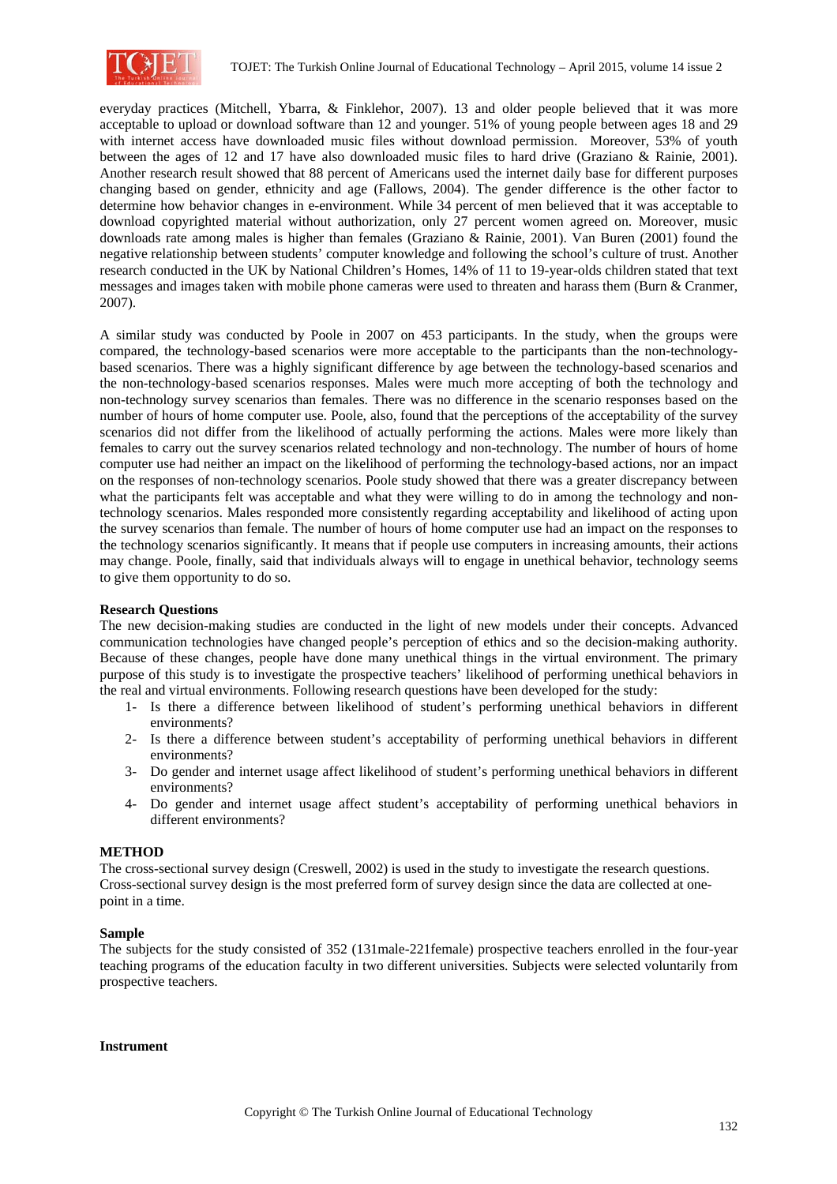everyday practices (Mitchell, Ybarra, & Finklehor, 2007). 13 and older people believed that it was more acceptable to upload or download software than 12 and younger. 51% of young people between ages 18 and 29 with internet access have downloaded music files without download permission. Moreover, 53% of youth between the ages of 12 and 17 have also downloaded music files to hard drive (Graziano & Rainie, 2001). Another research result showed that 88 percent of Americans used the internet daily base for different purposes changing based on gender, ethnicity and age (Fallows, 2004). The gender difference is the other factor to determine how behavior changes in e-environment. While 34 percent of men believed that it was acceptable to download copyrighted material without authorization, only 27 percent women agreed on. Moreover, music downloads rate among males is higher than females (Graziano & Rainie, 2001). Van Buren (2001) found the negative relationship between students' computer knowledge and following the school's culture of trust. Another research conducted in the UK by National Children's Homes, 14% of 11 to 19-year-olds children stated that text messages and images taken with mobile phone cameras were used to threaten and harass them (Burn & Cranmer, 2007).

A similar study was conducted by Poole in 2007 on 453 participants. In the study, when the groups were compared, the technology-based scenarios were more acceptable to the participants than the non-technology-based scenarios. There was a highly significant difference by age between the technology-based scenarios and the non-technology-based scenarios responses. Males were much more accepting of both the technology and non-technology survey scenarios than females. There was no difference in the scenario responses based on the number of hours of home computer use. Poole, also, found that the perceptions of the acceptability of the survey scenarios did not differ from the likelihood of actually performing the actions. Males were more likely than females to carry out the survey scenarios related technology and non-technology. The number of hours of home computer use had neither an impact on the likelihood of performing the technology-based actions, nor an impact on the responses of non-technology scenarios. Poole study showed that there was a greater discrepancy between what the participants felt was acceptable and what they were willing to do in among the technology and non-technology scenarios. Males responded more consistently regarding acceptability and likelihood of acting upon the survey scenarios than female. The number of hours of home computer use had an impact on the responses to the technology scenarios significantly. It means that if people use computers in increasing amounts, their actions may change. Poole, finally, said that individuals always will to engage in unethical behavior, technology seems to give them opportunity to do so.

**Research Questions**

The new decision-making studies are conducted in the light of new models under their concepts. Advanced communication technologies have changed people's perception of ethics and so the decision-making authority. Because of these changes, people have done many unethical things in the virtual environment. The primary purpose of this study is to investigate the prospective teachers' likelihood of performing unethical behaviors in the real and virtual environments. Following research questions have been developed for the study:

1- Is there a difference between likelihood of student's performing unethical behaviors in different environments?
2- Is there a difference between student's acceptability of performing unethical behaviors in different environments?
3- Do gender and internet usage affect likelihood of student's performing unethical behaviors in different environments?
4- Do gender and internet usage affect student's acceptability of performing unethical behaviors in different environments?

## METHOD

The cross-sectional survey design (Creswell, 2002) is used in the study to investigate the research questions. Cross-sectional survey design is the most preferred form of survey design since the data are collected at one-point in a time.

**Sample**

The subjects for the study consisted of 352 (131male-221female) prospective teachers enrolled in the four-year teaching programs of the education faculty in two different universities. Subjects were selected voluntarily from prospective teachers.

**Instrument**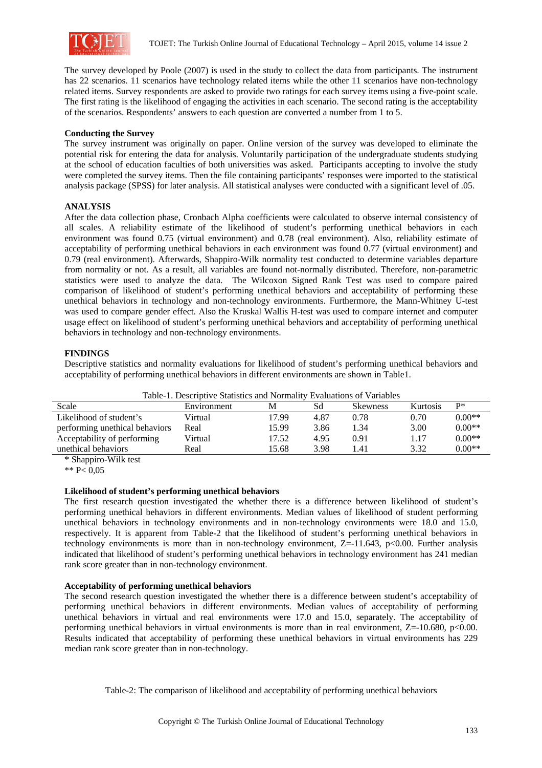The survey developed by Poole (2007) is used in the study to collect the data from participants. The instrument has 22 scenarios. 11 scenarios have technology related items while the other 11 scenarios have non-technology related items. Survey respondents are asked to provide two ratings for each survey items using a five-point scale. The first rating is the likelihood of engaging the activities in each scenario. The second rating is the acceptability of the scenarios. Respondents' answers to each question are converted a number from 1 to 5.

**Conducting the Survey**

The survey instrument was originally on paper. Online version of the survey was developed to eliminate the potential risk for entering the data for analysis. Voluntarily participation of the undergraduate students studying at the school of education faculties of both universities was asked. Participants accepting to involve the study were completed the survey items. Then the file containing participants' responses were imported to the statistical analysis package (SPSS) for later analysis. All statistical analyses were conducted with a significant level of .05.

## ANALYSIS

After the data collection phase, Cronbach Alpha coefficients were calculated to observe internal consistency of all scales. A reliability estimate of the likelihood of student's performing unethical behaviors in each environment was found 0.75 (virtual environment) and 0.78 (real environment). Also, reliability estimate of acceptability of performing unethical behaviors in each environment was found 0.77 (virtual environment) and 0.79 (real environment). Afterwards, Shappiro-Wilk normality test conducted to determine variables departure from normality or not. As a result, all variables are found not-normally distributed. Therefore, non-parametric statistics were used to analyze the data. The Wilcoxon Signed Rank Test was used to compare paired comparison of likelihood of student's performing unethical behaviors and acceptability of performing these unethical behaviors in technology and non-technology environments. Furthermore, the Mann-Whitney U-test was used to compare gender effect. Also the Kruskal Wallis H-test was used to compare internet and computer usage effect on likelihood of student's performing unethical behaviors and acceptability of performing unethical behaviors in technology and non-technology environments.

## FINDINGS

Descriptive statistics and normality evaluations for likelihood of student's performing unethical behaviors and acceptability of performing unethical behaviors in different environments are shown in Table1.

Table-1. Descriptive Statistics and Normality Evaluations of Variables

| Scale | Environment | M | Sd | Skewness | Kurtosis | P* |
|---|---|---|---|---|---|---|
| Likelihood of student's performing unethical behaviors | Virtual | 17.99 | 4.87 | 0.78 | 0.70 | 0.00** |
| | Real | 15.99 | 3.86 | 1.34 | 3.00 | 0.00** |
| Acceptability of performing unethical behaviors | Virtual | 17.52 | 4.95 | 0.91 | 1.17 | 0.00** |
| | Real | 15.68 | 3.98 | 1.41 | 3.32 | 0.00** |

\* Shappiro-Wilk test

** P< 0,05

**Likelihood of student's performing unethical behaviors**

The first research question investigated the whether there is a difference between likelihood of student's performing unethical behaviors in different environments. Median values of likelihood of student performing unethical behaviors in technology environments and in non-technology environments were 18.0 and 15.0, respectively. It is apparent from Table-2 that the likelihood of student's performing unethical behaviors in technology environments is more than in non-technology environment, $Z=-11.643$, $p<0.00$. Further analysis indicated that likelihood of student's performing unethical behaviors in technology environment has 241 median rank score greater than in non-technology environment.

**Acceptability of performing unethical behaviors**

The second research question investigated the whether there is a difference between student's acceptability of performing unethical behaviors in different environments. Median values of acceptability of performing unethical behaviors in virtual and real environments were 17.0 and 15.0, separately. The acceptability of performing unethical behaviors in virtual environments is more than in real environment, $Z=-10.680$, $p<0.00$. Results indicated that acceptability of performing these unethical behaviors in virtual environments has 229 median rank score greater than in non-technology.

Table-2: The comparison of likelihood and acceptability of performing unethical behaviors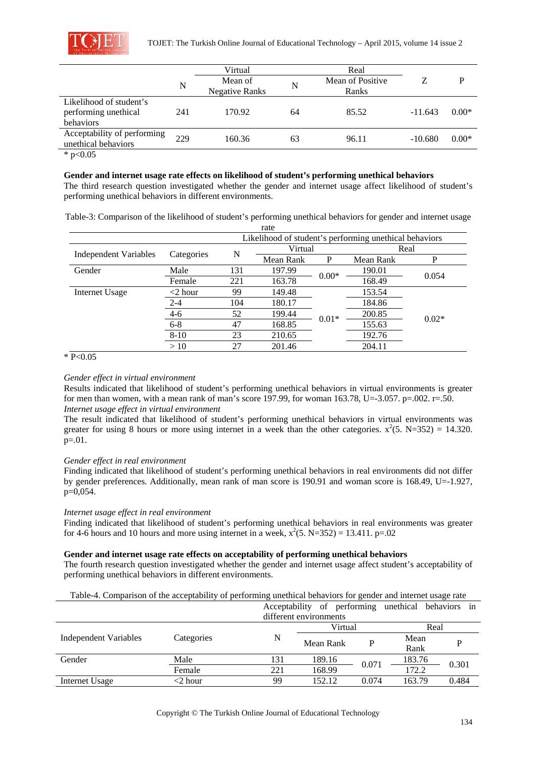| | Virtual | | Real | | Z | P |
|---|---|---|---|---|---|---|
| | N | Mean of Negative Ranks | N | Mean of Positive Ranks | | |
| Likelihood of student's performing unethical behaviors | 241 | 170.92 | 64 | 85.52 | -11.643 | 0.00* |
| Acceptability of performing unethical behaviors | 229 | 160.36 | 63 | 96.11 | -10.680 | 0.00* |

* p<0.05

**Gender and internet usage rate effects on likelihood of student's performing unethical behaviors**

The third research question investigated whether the gender and internet usage affect likelihood of student's performing unethical behaviors in different environments.

Table-3: Comparison of the likelihood of student's performing unethical behaviors for gender and internet usage rate

| Independent Variables | Categories | N | Likelihood of student's performing unethical behaviors | | | |
|---|---|---|---|---|---|---|
| | | | Virtual | | Real | |
| | | | Mean Rank | P | Mean Rank | P |
| Gender | Male | 131 | 197.99 | 0.00* | 190.01 | 0.054 |
| | Female | 221 | 163.78 | | 168.49 | |
| Internet Usage | <2 hour | 99 | 149.48 | 0.01* | 153.54 | 0.02* |
| | 2-4 | 104 | 180.17 | | 184.86 | |
| | 4-6 | 52 | 199.44 | | 200.85 | |
| | 6-8 | 47 | 168.85 | | 155.63 | |
| | 8-10 | 23 | 210.65 | | 192.76 | |
| | > 10 | 27 | 201.46 | | 204.11 | |

* P<0.05

*Gender effect in virtual environment*

Results indicated that likelihood of student's performing unethical behaviors in virtual environments is greater for men than women, with a mean rank of man's score 197.99, for woman 163.78, U=-3.057. p=.002. r=.50.

*Internet usage effect in virtual environment*

The result indicated that likelihood of student's performing unethical behaviors in virtual environments was greater for using 8 hours or more using internet in a week than the other categories. $x^2(5. N=352) = 14.320$. p=.01.

*Gender effect in real environment*

Finding indicated that likelihood of student's performing unethical behaviors in real environments did not differ by gender preferences. Additionally, mean rank of man score is 190.91 and woman score is 168.49, U=-1.927, p=0,054.

*Internet usage effect in real environment*

Finding indicated that likelihood of student's performing unethical behaviors in real environments was greater for 4-6 hours and 10 hours and more using internet in a week, $x^2(5. N=352) = 13.411$. p=.02

**Gender and internet usage rate effects on acceptability of performing unethical behaviors**

The fourth research question investigated whether the gender and internet usage affect student's acceptability of performing unethical behaviors in different environments.

Table-4. Comparison of the acceptability of performing unethical behaviors for gender and internet usage rate

| Independent Variables | Categories | N | Acceptability of performing unethical behaviors in different environments | | | |
|---|---|---|---|---|---|---|
| | | | Virtual | | Real | |
| | | | Mean Rank | P | Mean Rank | P |
| Gender | Male | 131 | 189.16 | 0.071 | 183.76 | 0.301 |
| | Female | 221 | 168.99 | | 172.2 | |
| Internet Usage | <2 hour | 99 | 152.12 | 0.074 | 163.79 | 0.484 |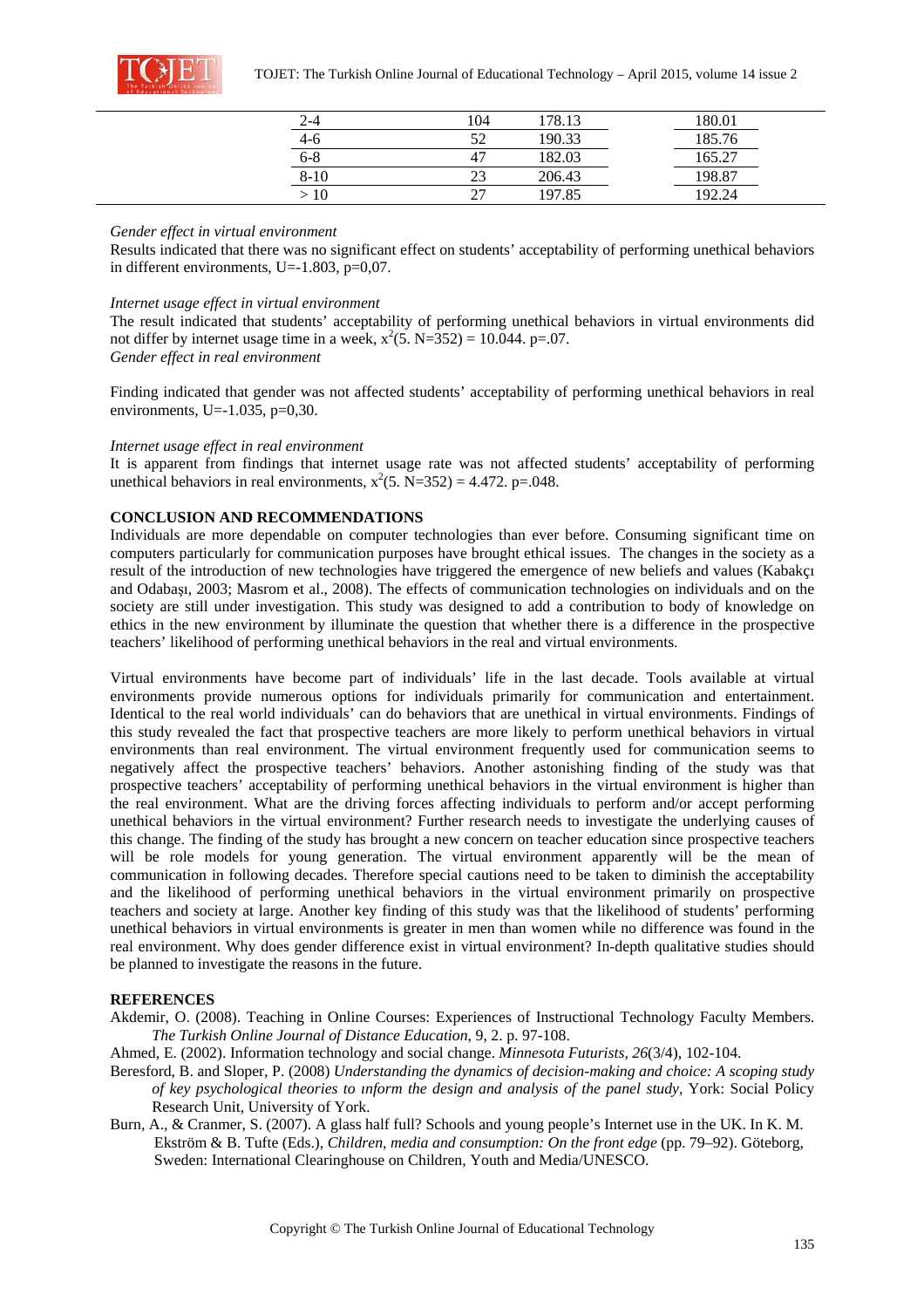| | | | |
|---|---|---|---|
| 2-4 | 104 | 178.13 | 180.01 |
| 4-6 | 52 | 190.33 | 185.76 |
| 6-8 | 47 | 182.03 | 165.27 |
| 8-10 | 23 | 206.43 | 198.87 |
| > 10 | 27 | 197.85 | 192.24 |

*Gender effect in virtual environment*

Results indicated that there was no significant effect on students' acceptability of performing unethical behaviors in different environments, U=-1.803, p=0,07.

*Internet usage effect in virtual environment*

The result indicated that students' acceptability of performing unethical behaviors in virtual environments did not differ by internet usage time in a week, $x^2(5. N=352) = 10.044. p=.07$.

*Gender effect in real environment*

Finding indicated that gender was not affected students' acceptability of performing unethical behaviors in real environments, U=-1.035, p=0,30.

*Internet usage effect in real environment*

It is apparent from findings that internet usage rate was not affected students' acceptability of performing unethical behaviors in real environments, $x^2(5. N=352) = 4.472. p=.048$.

**CONCLUSION AND RECOMMENDATIONS**

Individuals are more dependable on computer technologies than ever before. Consuming significant time on computers particularly for communication purposes have brought ethical issues. The changes in the society as a result of the introduction of new technologies have triggered the emergence of new beliefs and values (Kabakçı and Odabaşı, 2003; Masrom et al., 2008). The effects of communication technologies on individuals and on the society are still under investigation. This study was designed to add a contribution to body of knowledge on ethics in the new environment by illuminate the question that whether there is a difference in the prospective teachers' likelihood of performing unethical behaviors in the real and virtual environments.

Virtual environments have become part of individuals' life in the last decade. Tools available at virtual environments provide numerous options for individuals primarily for communication and entertainment. Identical to the real world individuals' can do behaviors that are unethical in virtual environments. Findings of this study revealed the fact that prospective teachers are more likely to perform unethical behaviors in virtual environments than real environment. The virtual environment frequently used for communication seems to negatively affect the prospective teachers' behaviors. Another astonishing finding of the study was that prospective teachers' acceptability of performing unethical behaviors in the virtual environment is higher than the real environment. What are the driving forces affecting individuals to perform and/or accept performing unethical behaviors in the virtual environment? Further research needs to investigate the underlying causes of this change. The finding of the study has brought a new concern on teacher education since prospective teachers will be role models for young generation. The virtual environment apparently will be the mean of communication in following decades. Therefore special cautions need to be taken to diminish the acceptability and the likelihood of performing unethical behaviors in the virtual environment primarily on prospective teachers and society at large. Another key finding of this study was that the likelihood of students' performing unethical behaviors in virtual environments is greater in men than women while no difference was found in the real environment. Why does gender difference exist in virtual environment? In-depth qualitative studies should be planned to investigate the reasons in the future.

**REFERENCES**

Akdemir, O. (2008). Teaching in Online Courses: Experiences of Instructional Technology Faculty Members. *The Turkish Online Journal of Distance Education*, 9, 2. p. 97-108.

Ahmed, E. (2002). Information technology and social change. *Minnesota Futurists, 26*(3/4), 102-104.

Beresford, B. and Sloper, P. (2008) *Understanding the dynamics of decision-making and choice: A scoping study of key psychological theories to ınform the design and analysis of the panel study*, York: Social Policy Research Unit, University of York.

Burn, A., & Cranmer, S. (2007). A glass half full? Schools and young people's Internet use in the UK. In K. M. Ekström & B. Tufte (Eds.), *Children, media and consumption: On the front edge* (pp. 79–92). Göteborg, Sweden: International Clearinghouse on Children, Youth and Media/UNESCO.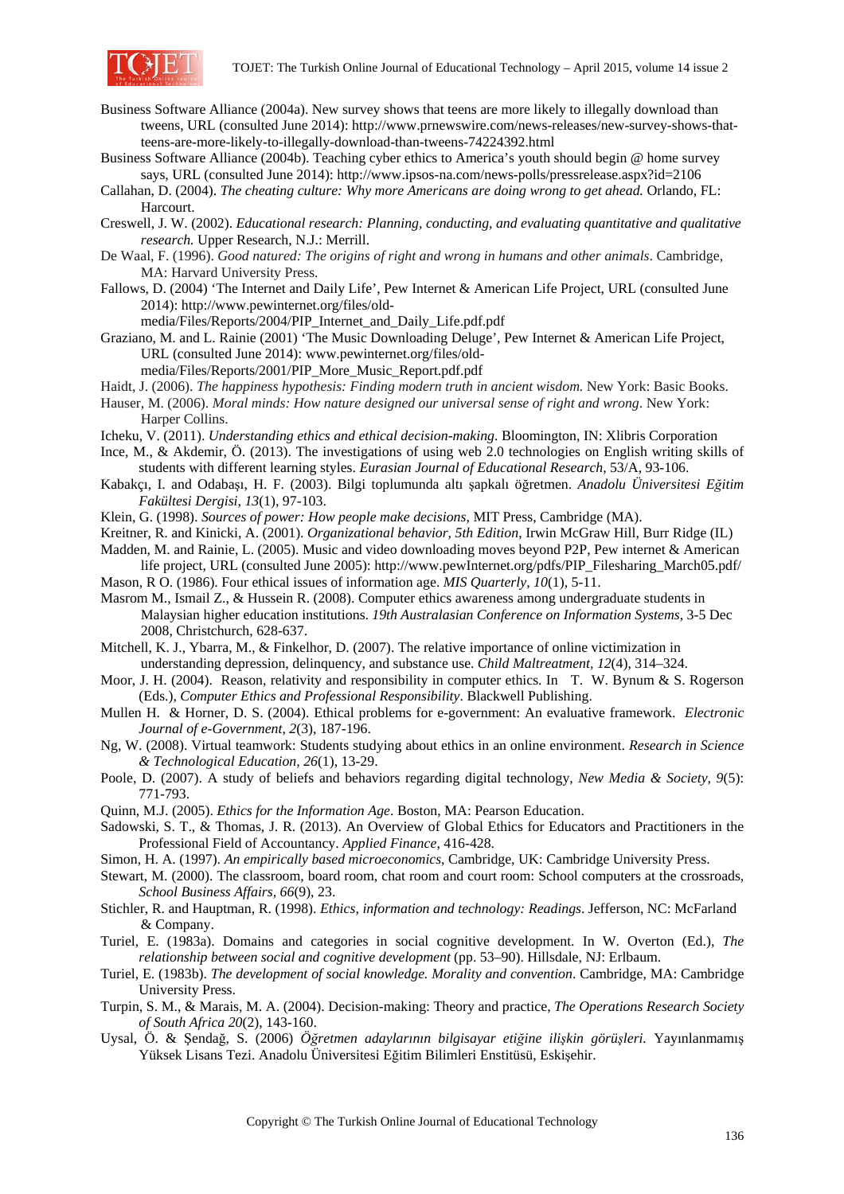Business Software Alliance (2004a). New survey shows that teens are more likely to illegally download than tweens, URL (consulted June 2014): http://www.prnewswire.com/news-releases/new-survey-shows-that-teens-are-more-likely-to-illegally-download-than-tweens-74224392.html

Business Software Alliance (2004b). Teaching cyber ethics to America's youth should begin @ home survey says, URL (consulted June 2014): http://www.ipsos-na.com/news-polls/pressrelease.aspx?id=2106

Callahan, D. (2004). *The cheating culture: Why more Americans are doing wrong to get ahead.* Orlando, FL: Harcourt.

Creswell, J. W. (2002). *Educational research: Planning, conducting, and evaluating quantitative and qualitative research.* Upper Research, N.J.: Merrill.

De Waal, F. (1996). *Good natured: The origins of right and wrong in humans and other animals*. Cambridge, MA: Harvard University Press.

Fallows, D. (2004) 'The Internet and Daily Life', Pew Internet & American Life Project, URL (consulted June 2014): http://www.pewinternet.org/files/old-media/Files/Reports/2004/PIP_Internet_and_Daily_Life.pdf.pdf

Graziano, M. and L. Rainie (2001) 'The Music Downloading Deluge', Pew Internet & American Life Project, URL (consulted June 2014): www.pewinternet.org/files/old-media/Files/Reports/2001/PIP_More_Music_Report.pdf.pdf

Haidt, J. (2006). *The happiness hypothesis: Finding modern truth in ancient wisdom.* New York: Basic Books.

Hauser, M. (2006). *Moral minds: How nature designed our universal sense of right and wrong*. New York: Harper Collins.

Icheku, V. (2011). *Understanding ethics and ethical decision-making*. Bloomington, IN: Xlibris Corporation

Ince, M., & Akdemir, Ö. (2013). The investigations of using web 2.0 technologies on English writing skills of students with different learning styles. *Eurasian Journal of Educational Research*, 53/A, 93-106.

Kabakçı, I. and Odabaşı, H. F. (2003). Bilgi toplumunda altı şapkalı öğretmen. *Anadolu Üniversitesi Eğitim Fakültesi Dergisi, 13*(1), 97-103.

Klein, G. (1998). *Sources of power: How people make decisions*, MIT Press, Cambridge (MA).

Kreitner, R. and Kinicki, A. (2001). *Organizational behavior, 5th Edition*, Irwin McGraw Hill, Burr Ridge (IL)

Madden, M. and Rainie, L. (2005). Music and video downloading moves beyond P2P, Pew internet & American life project, URL (consulted June 2005): http://www.pewInternet.org/pdfs/PIP_Filesharing_March05.pdf/

Mason, R O. (1986). Four ethical issues of information age. *MIS Quarterly, 10*(1), 5-11.

Masrom M., Ismail Z., & Hussein R. (2008). Computer ethics awareness among undergraduate students in Malaysian higher education institutions. *19th Australasian Conference on Information Systems*, 3-5 Dec 2008, Christchurch, 628-637.

Mitchell, K. J., Ybarra, M., & Finkelhor, D. (2007). The relative importance of online victimization in understanding depression, delinquency, and substance use. *Child Maltreatment, 12*(4), 314–324.

Moor, J. H. (2004). Reason, relativity and responsibility in computer ethics. In T. W. Bynum & S. Rogerson (Eds.), *Computer Ethics and Professional Responsibility*. Blackwell Publishing.

Mullen H. & Horner, D. S. (2004). Ethical problems for e-government: An evaluative framework. *Electronic Journal of e-Government, 2*(3), 187-196.

Ng, W. (2008). Virtual teamwork: Students studying about ethics in an online environment. *Research in Science & Technological Education, 26*(1), 13-29.

Poole, D. (2007). A study of beliefs and behaviors regarding digital technology, *New Media & Society, 9*(5): 771-793.

Quinn, M.J. (2005). *Ethics for the Information Age*. Boston, MA: Pearson Education.

Sadowski, S. T., & Thomas, J. R. (2013). An Overview of Global Ethics for Educators and Practitioners in the Professional Field of Accountancy. *Applied Finance*, 416-428.

Simon, H. A. (1997). *An empirically based microeconomics*, Cambridge, UK: Cambridge University Press.

Stewart, M. (2000). The classroom, board room, chat room and court room: School computers at the crossroads, *School Business Affairs, 66*(9), 23.

Stichler, R. and Hauptman, R. (1998). *Ethics, information and technology: Readings*. Jefferson, NC: McFarland & Company.

Turiel, E. (1983a). Domains and categories in social cognitive development. In W. Overton (Ed.), *The relationship between social and cognitive development* (pp. 53–90). Hillsdale, NJ: Erlbaum.

Turiel, E. (1983b). *The development of social knowledge. Morality and convention*. Cambridge, MA: Cambridge University Press.

Turpin, S. M., & Marais, M. A. (2004). Decision-making: Theory and practice, *The Operations Research Society of South Africa 20*(2), 143-160.

Uysal, Ö. & Şendağ, S. (2006) *Öğretmen adaylarının bilgisayar etiğine ilişkin görüşleri.* Yayınlanmamış Yüksek Lisans Tezi. Anadolu Üniversitesi Eğitim Bilimleri Enstitüsü, Eskişehir.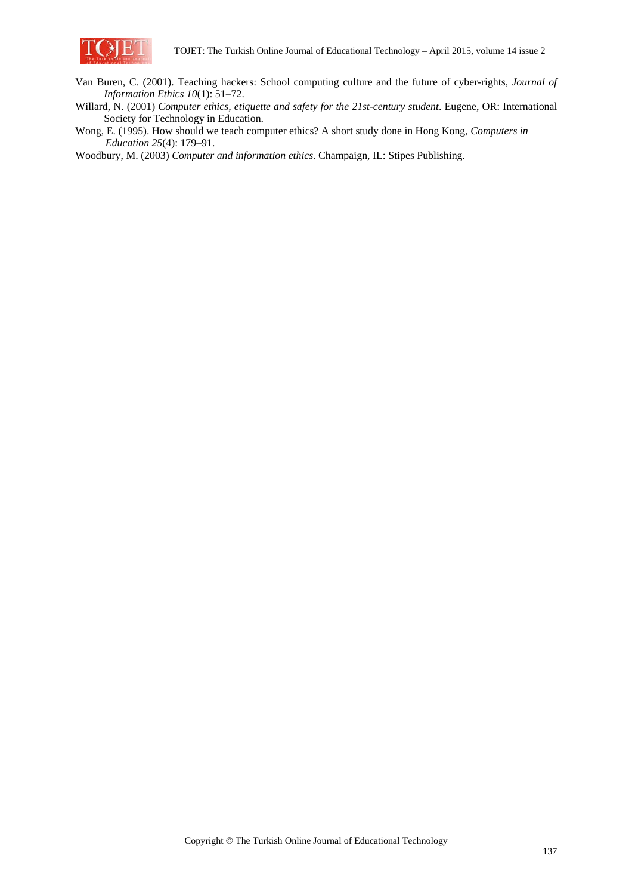Van Buren, C. (2001). Teaching hackers: School computing culture and the future of cyber-rights, *Journal of Information Ethics 10*(1): 51–72.

Willard, N. (2001) *Computer ethics, etiquette and safety for the 21st-century student*. Eugene, OR: International Society for Technology in Education.

Wong, E. (1995). How should we teach computer ethics? A short study done in Hong Kong, *Computers in Education 25*(4): 179–91.

Woodbury, M. (2003) *Computer and information ethics*. Champaign, IL: Stipes Publishing.